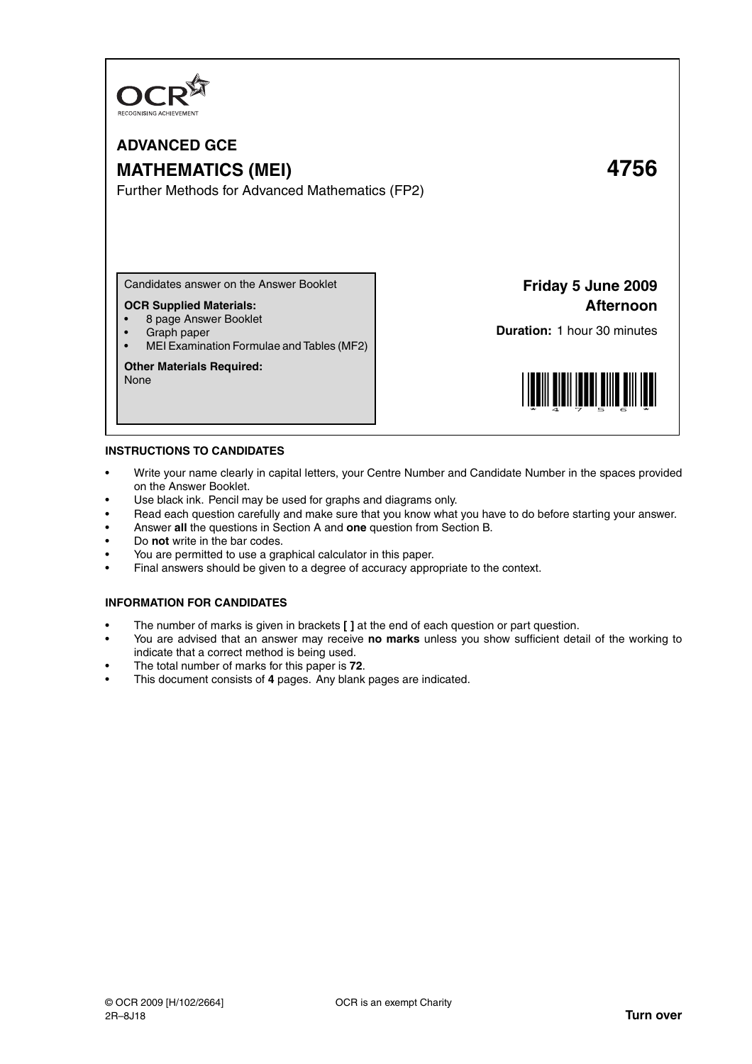OCR
RECOGNISING ACHIEVEMENT

# ADVANCED GCE

## MATHEMATICS (MEI) 4756

Further Methods for Advanced Mathematics (FP2)

Candidates answer on the Answer Booklet

**OCR Supplied Materials:**
- 8 page Answer Booklet
- Graph paper
- MEI Examination Formulae and Tables (MF2)

**Other Materials Required:**
None

**Friday 5 June 2009**
**Afternoon**

**Duration:** 1 hour 30 minutes

### INSTRUCTIONS TO CANDIDATES

- Write your name clearly in capital letters, your Centre Number and Candidate Number in the spaces provided on the Answer Booklet.
- Use black ink. Pencil may be used for graphs and diagrams only.
- Read each question carefully and make sure that you know what you have to do before starting your answer.
- Answer **all** the questions in Section A and **one** question from Section B.
- Do **not** write in the bar codes.
- You are permitted to use a graphical calculator in this paper.
- Final answers should be given to a degree of accuracy appropriate to the context.

### INFORMATION FOR CANDIDATES

- The number of marks is given in brackets **[ ]** at the end of each question or part question.
- You are advised that an answer may receive **no marks** unless you show sufficient detail of the working to indicate that a correct method is being used.
- The total number of marks for this paper is **72**.
- This document consists of **4** pages. Any blank pages are indicated.

© OCR 2009 [H/102/2664]
2R–8J18

OCR is an exempt Charity

**Turn over**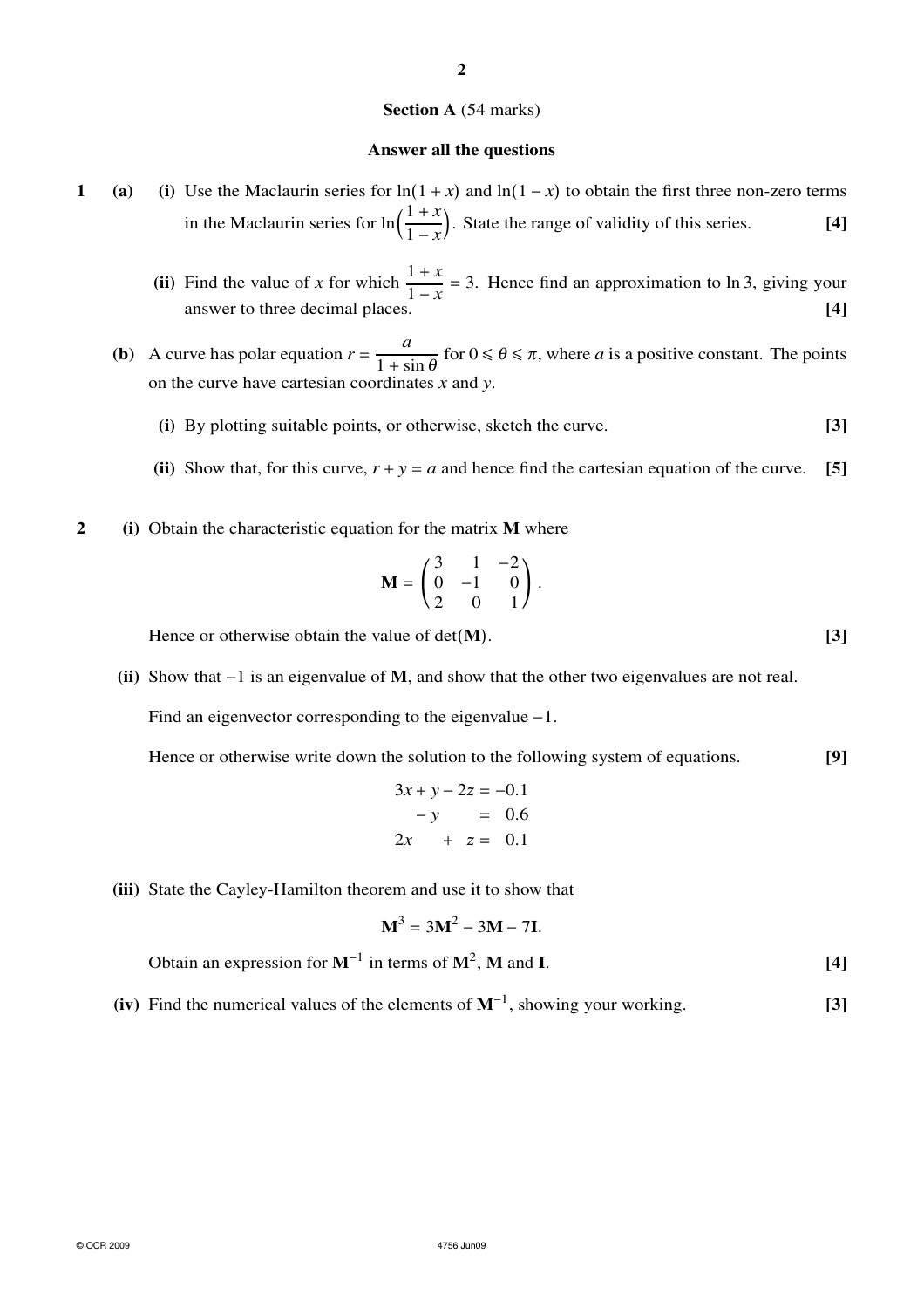**Section A** (54 marks)

**Answer all the questions**

**1** **(a)** **(i)** Use the Maclaurin series for $\ln(1 + x)$ and $\ln(1 - x)$ to obtain the first three non-zero terms in the Maclaurin series for $\ln\left(\frac{1 + x}{1 - x}\right)$. State the range of validity of this series. **[4]**

**(ii)** Find the value of $x$ for which $\frac{1 + x}{1 - x} = 3$. Hence find an approximation to $\ln 3$, giving your answer to three decimal places. **[4]**

**(b)** A curve has polar equation $r = \frac{a}{1 + \sin\theta}$ for $0 \leqslant \theta \leqslant \pi$, where $a$ is a positive constant. The points on the curve have cartesian coordinates $x$ and $y$.

**(i)** By plotting suitable points, or otherwise, sketch the curve. **[3]**

**(ii)** Show that, for this curve, $r + y = a$ and hence find the cartesian equation of the curve. **[5]**

**2** **(i)** Obtain the characteristic equation for the matrix $\mathbf{M}$ where

$$\mathbf{M} = \begin{pmatrix} 3 & 1 & -2 \\ 0 & -1 & 0 \\ 2 & 0 & 1 \end{pmatrix}.$$

Hence or otherwise obtain the value of $\det(\mathbf{M})$. **[3]**

**(ii)** Show that $-1$ is an eigenvalue of $\mathbf{M}$, and show that the other two eigenvalues are not real.

Find an eigenvector corresponding to the eigenvalue $-1$.

Hence or otherwise write down the solution to the following system of equations. **[9]**

$$\begin{aligned} 3x + y - 2z &= -0.1 \\ -y \quad\quad &= \phantom{-}0.6 \\ 2x \quad\; + z &= \phantom{-}0.1 \end{aligned}$$

**(iii)** State the Cayley-Hamilton theorem and use it to show that

$$\mathbf{M}^3 = 3\mathbf{M}^2 - 3\mathbf{M} - 7\mathbf{I}.$$

Obtain an expression for $\mathbf{M}^{-1}$ in terms of $\mathbf{M}^2$, $\mathbf{M}$ and $\mathbf{I}$. **[4]**

**(iv)** Find the numerical values of the elements of $\mathbf{M}^{-1}$, showing your working. **[3]**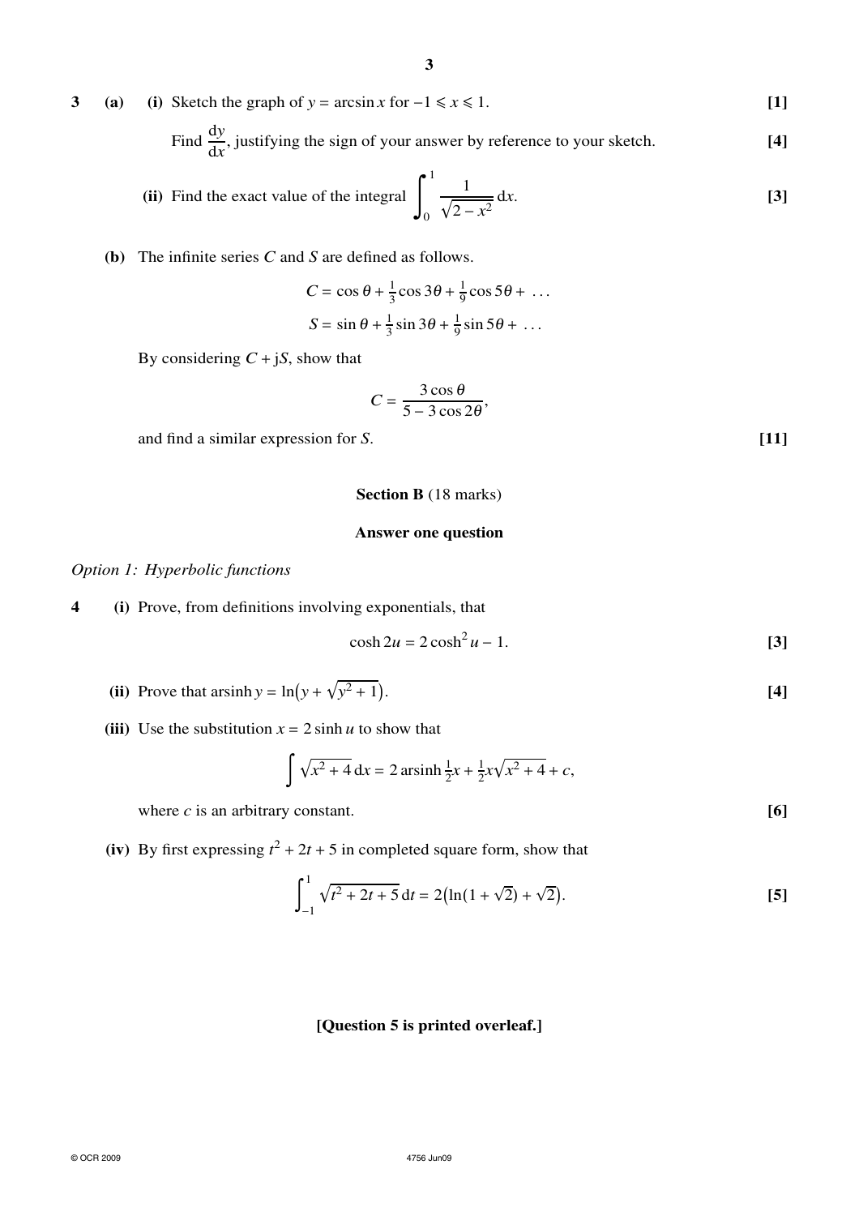**3 (a) (i)** Sketch the graph of $y = \arcsin x$ for $-1 \leqslant x \leqslant 1$. **[1]**

Find $\dfrac{dy}{dx}$, justifying the sign of your answer by reference to your sketch. **[4]**

**(ii)** Find the exact value of the integral $\displaystyle\int_0^1 \frac{1}{\sqrt{2 - x^2}}\,dx$. **[3]**

**(b)** The infinite series $C$ and $S$ are defined as follows.

$$C = \cos\theta + \tfrac{1}{3}\cos 3\theta + \tfrac{1}{9}\cos 5\theta + \ \ldots$$

$$S = \sin\theta + \tfrac{1}{3}\sin 3\theta + \tfrac{1}{9}\sin 5\theta + \ \ldots$$

By considering $C + jS$, show that

$$C = \frac{3\cos\theta}{5 - 3\cos 2\theta},$$

and find a similar expression for $S$. **[11]**

## Section B (18 marks)

**Answer one question**

*Option 1: Hyperbolic functions*

**4 (i)** Prove, from definitions involving exponentials, that

$$\cosh 2u = 2\cosh^2 u - 1.$$ **[3]**

**(ii)** Prove that $\operatorname{arsinh} y = \ln\left(y + \sqrt{y^2 + 1}\right)$. **[4]**

**(iii)** Use the substitution $x = 2\sinh u$ to show that

$$\int \sqrt{x^2 + 4}\,dx = 2\operatorname{arsinh}\tfrac{1}{2}x + \tfrac{1}{2}x\sqrt{x^2 + 4} + c,$$

where $c$ is an arbitrary constant. **[6]**

**(iv)** By first expressing $t^2 + 2t + 5$ in completed square form, show that

$$\int_{-1}^{1} \sqrt{t^2 + 2t + 5}\,dt = 2\left(\ln(1 + \sqrt{2}) + \sqrt{2}\right).$$ **[5]**

**[Question 5 is printed overleaf.]**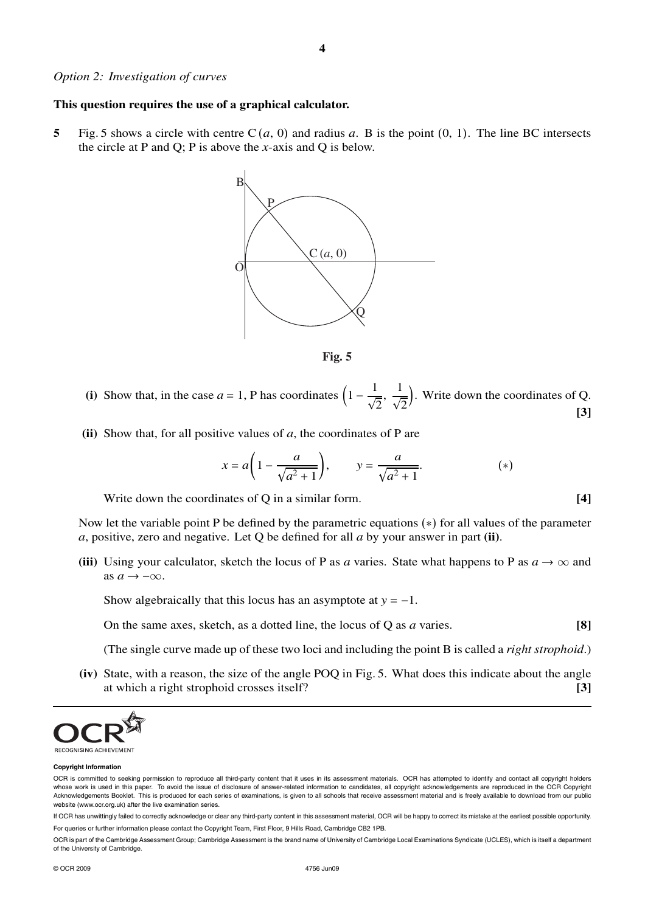*Option 2: Investigation of curves*

**This question requires the use of a graphical calculator.**

**5** Fig. 5 shows a circle with centre C $(a, 0)$ and radius $a$. B is the point $(0, 1)$. The line BC intersects the circle at P and Q; P is above the $x$-axis and Q is below.

B

P

C $(a, 0)$

O

Q

**Fig. 5**

**(i)** Show that, in the case $a = 1$, P has coordinates $\left(1 - \frac{1}{\sqrt{2}}, \frac{1}{\sqrt{2}}\right)$. Write down the coordinates of Q. **[3]**

**(ii)** Show that, for all positive values of $a$, the coordinates of P are

$$x = a\left(1 - \frac{a}{\sqrt{a^2+1}}\right), \qquad y = \frac{a}{\sqrt{a^2+1}}. \qquad (*)$$

Write down the coordinates of Q in a similar form. **[4]**

Now let the variable point P be defined by the parametric equations $(*)$ for all values of the parameter $a$, positive, zero and negative. Let Q be defined for all $a$ by your answer in part **(ii)**.

**(iii)** Using your calculator, sketch the locus of P as $a$ varies. State what happens to P as $a \to \infty$ and as $a \to -\infty$.

Show algebraically that this locus has an asymptote at $y = -1$.

On the same axes, sketch, as a dotted line, the locus of Q as $a$ varies. **[8]**

(The single curve made up of these two loci and including the point B is called a *right strophoid*.)

**(iv)** State, with a reason, the size of the angle POQ in Fig. 5. What does this indicate about the angle at which a right strophoid crosses itself? **[3]**

**Copyright Information**

OCR is committed to seeking permission to reproduce all third-party content that it uses in its assessment materials. OCR has attempted to identify and contact all copyright holders whose work is used in this paper. To avoid the issue of disclosure of answer-related information to candidates, all copyright acknowledgements are reproduced in the OCR Copyright Acknowledgements Booklet. This is produced for each series of examinations, is given to all schools that receive assessment material and is freely available to download from our public website (www.ocr.org.uk) after the live examination series.

If OCR has unwittingly failed to correctly acknowledge or clear any third-party content in this assessment material, OCR will be happy to correct its mistake at the earliest possible opportunity.

For queries or further information please contact the Copyright Team, First Floor, 9 Hills Road, Cambridge CB2 1PB.

OCR is part of the Cambridge Assessment Group; Cambridge Assessment is the brand name of University of Cambridge Local Examinations Syndicate (UCLES), which is itself a department of the University of Cambridge.

© OCR 2009 4756 Jun09